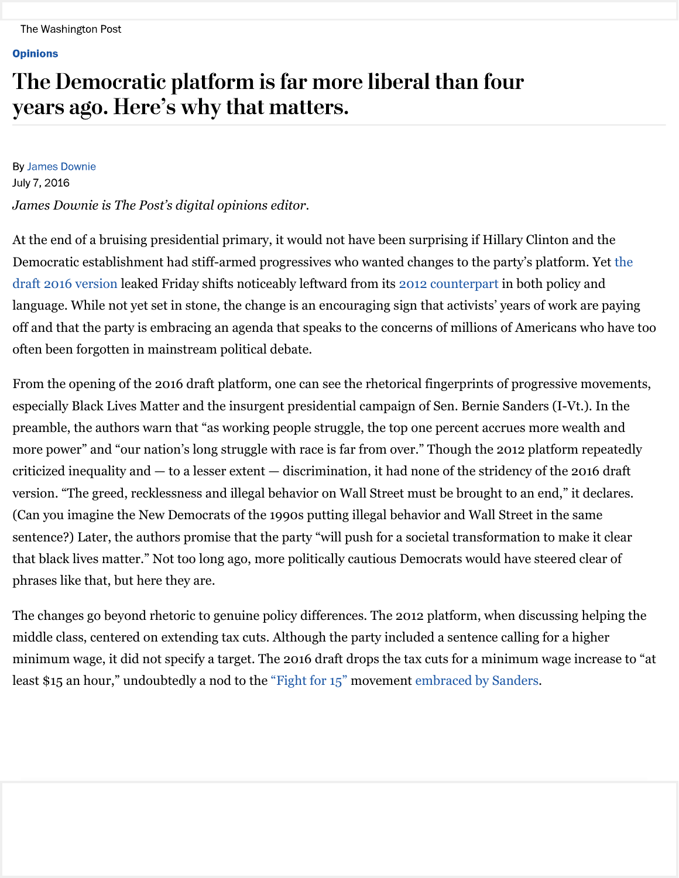The Washington Post

**Opinions**

# The Democratic platform is far more liberal than four years ago. Here's why that matters.

By James Downie
July 7, 2016

*James Downie is The Post's digital opinions editor.*

At the end of a bruising presidential primary, it would not have been surprising if Hillary Clinton and the Democratic establishment had stiff-armed progressives who wanted changes to the party's platform. Yet the draft 2016 version leaked Friday shifts noticeably leftward from its 2012 counterpart in both policy and language. While not yet set in stone, the change is an encouraging sign that activists' years of work are paying off and that the party is embracing an agenda that speaks to the concerns of millions of Americans who have too often been forgotten in mainstream political debate.

From the opening of the 2016 draft platform, one can see the rhetorical fingerprints of progressive movements, especially Black Lives Matter and the insurgent presidential campaign of Sen. Bernie Sanders (I-Vt.). In the preamble, the authors warn that "as working people struggle, the top one percent accrues more wealth and more power" and "our nation's long struggle with race is far from over." Though the 2012 platform repeatedly criticized inequality and — to a lesser extent — discrimination, it had none of the stridency of the 2016 draft version. "The greed, recklessness and illegal behavior on Wall Street must be brought to an end," it declares. (Can you imagine the New Democrats of the 1990s putting illegal behavior and Wall Street in the same sentence?) Later, the authors promise that the party "will push for a societal transformation to make it clear that black lives matter." Not too long ago, more politically cautious Democrats would have steered clear of phrases like that, but here they are.

The changes go beyond rhetoric to genuine policy differences. The 2012 platform, when discussing helping the middle class, centered on extending tax cuts. Although the party included a sentence calling for a higher minimum wage, it did not specify a target. The 2016 draft drops the tax cuts for a minimum wage increase to "at least $15 an hour," undoubtedly a nod to the "Fight for 15" movement embraced by Sanders.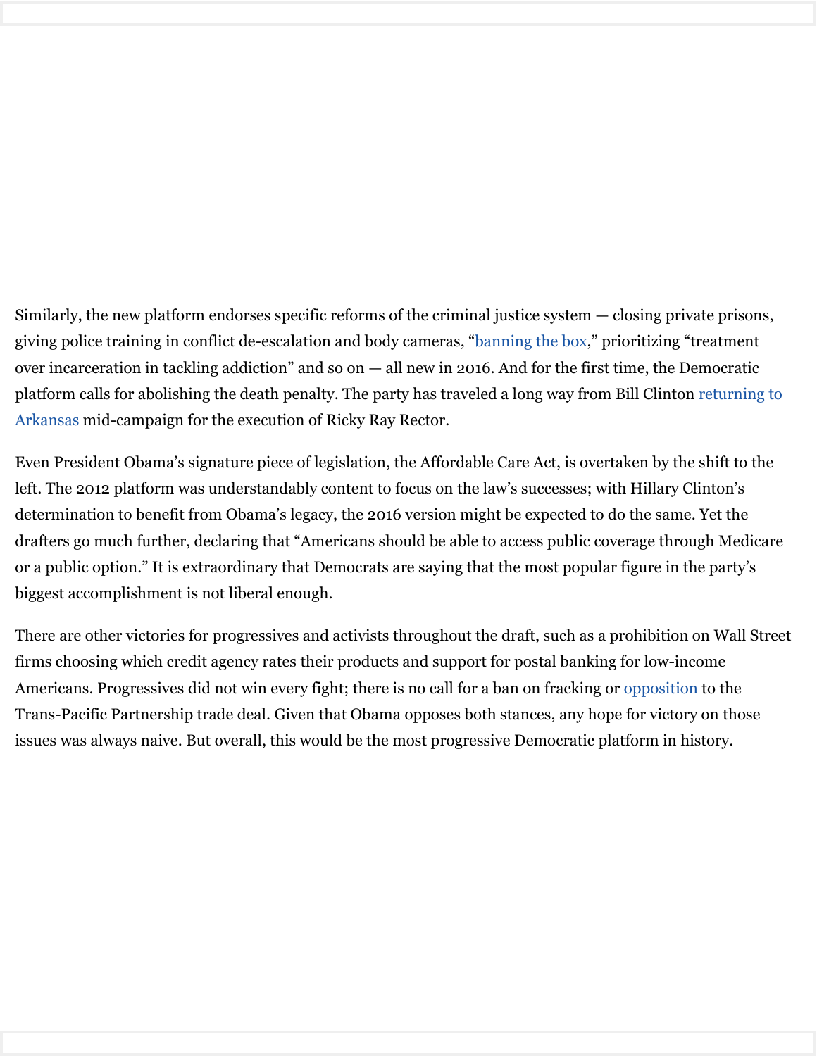Similarly, the new platform endorses specific reforms of the criminal justice system — closing private prisons, giving police training in conflict de-escalation and body cameras, "banning the box," prioritizing "treatment over incarceration in tackling addiction" and so on — all new in 2016. And for the first time, the Democratic platform calls for abolishing the death penalty. The party has traveled a long way from Bill Clinton returning to Arkansas mid-campaign for the execution of Ricky Ray Rector.

Even President Obama's signature piece of legislation, the Affordable Care Act, is overtaken by the shift to the left. The 2012 platform was understandably content to focus on the law's successes; with Hillary Clinton's determination to benefit from Obama's legacy, the 2016 version might be expected to do the same. Yet the drafters go much further, declaring that "Americans should be able to access public coverage through Medicare or a public option." It is extraordinary that Democrats are saying that the most popular figure in the party's biggest accomplishment is not liberal enough.

There are other victories for progressives and activists throughout the draft, such as a prohibition on Wall Street firms choosing which credit agency rates their products and support for postal banking for low-income Americans. Progressives did not win every fight; there is no call for a ban on fracking or opposition to the Trans-Pacific Partnership trade deal. Given that Obama opposes both stances, any hope for victory on those issues was always naive. But overall, this would be the most progressive Democratic platform in history.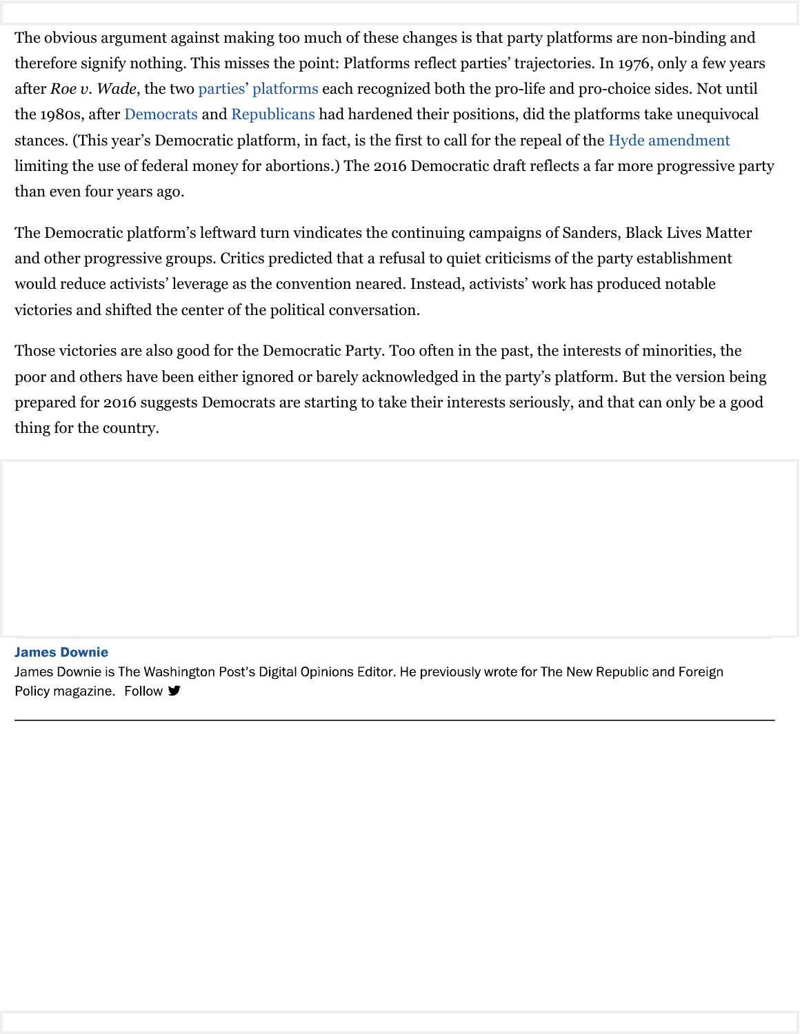The obvious argument against making too much of these changes is that party platforms are non-binding and therefore signify nothing. This misses the point: Platforms reflect parties' trajectories. In 1976, only a few years after *Roe v. Wade*, the two parties' platforms each recognized both the pro-life and pro-choice sides. Not until the 1980s, after Democrats and Republicans had hardened their positions, did the platforms take unequivocal stances. (This year's Democratic platform, in fact, is the first to call for the repeal of the Hyde amendment limiting the use of federal money for abortions.) The 2016 Democratic draft reflects a far more progressive party than even four years ago.

The Democratic platform's leftward turn vindicates the continuing campaigns of Sanders, Black Lives Matter and other progressive groups. Critics predicted that a refusal to quiet criticisms of the party establishment would reduce activists' leverage as the convention neared. Instead, activists' work has produced notable victories and shifted the center of the political conversation.

Those victories are also good for the Democratic Party. Too often in the past, the interests of minorities, the poor and others have been either ignored or barely acknowledged in the party's platform. But the version being prepared for 2016 suggests Democrats are starting to take their interests seriously, and that can only be a good thing for the country.

**James Downie**

James Downie is The Washington Post's Digital Opinions Editor. He previously wrote for The New Republic and Foreign Policy magazine. Follow